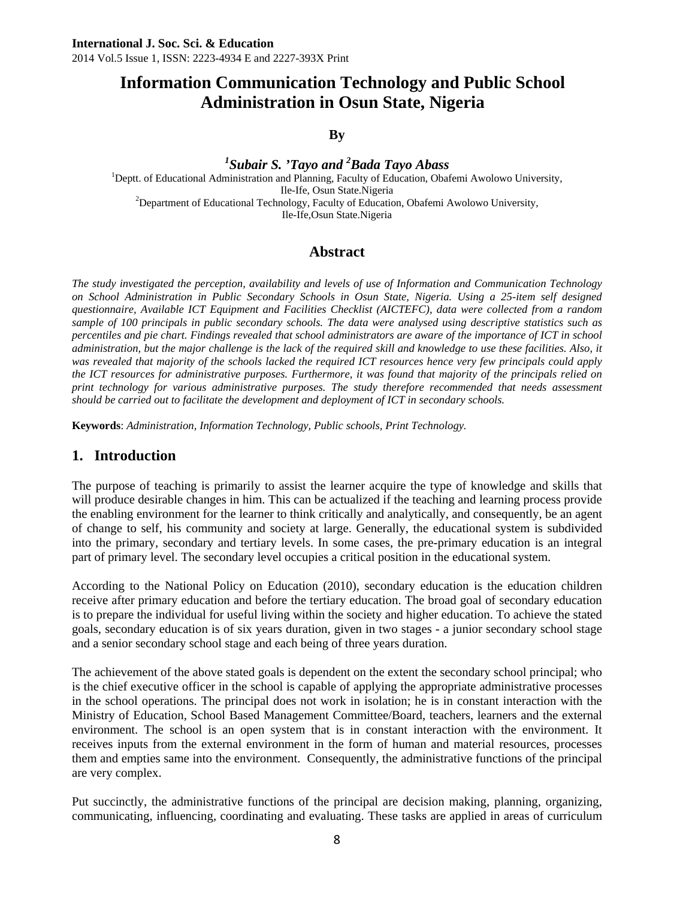# Information Communication Technology and Public School Administration in Osun State, Nigeria

**By**

***[1]Subair S. 'Tayo and [2]Bada Tayo Abass***

[1]Deptt. of Educational Administration and Planning, Faculty of Education, Obafemi Awolowo University, Ile-Ife, Osun State.Nigeria

[2]Department of Educational Technology, Faculty of Education, Obafemi Awolowo University, Ile-Ife,Osun State.Nigeria

## Abstract

*The study investigated the perception, availability and levels of use of Information and Communication Technology on School Administration in Public Secondary Schools in Osun State, Nigeria. Using a 25-item self designed questionnaire, Available ICT Equipment and Facilities Checklist (AICTEFC), data were collected from a random sample of 100 principals in public secondary schools. The data were analysed using descriptive statistics such as percentiles and pie chart. Findings revealed that school administrators are aware of the importance of ICT in school administration, but the major challenge is the lack of the required skill and knowledge to use these facilities. Also, it was revealed that majority of the schools lacked the required ICT resources hence very few principals could apply the ICT resources for administrative purposes. Furthermore, it was found that majority of the principals relied on print technology for various administrative purposes. The study therefore recommended that needs assessment should be carried out to facilitate the development and deployment of ICT in secondary schools.*

**Keywords**: *Administration, Information Technology, Public schools, Print Technology.*

## 1. Introduction

The purpose of teaching is primarily to assist the learner acquire the type of knowledge and skills that will produce desirable changes in him. This can be actualized if the teaching and learning process provide the enabling environment for the learner to think critically and analytically, and consequently, be an agent of change to self, his community and society at large. Generally, the educational system is subdivided into the primary, secondary and tertiary levels. In some cases, the pre-primary education is an integral part of primary level. The secondary level occupies a critical position in the educational system.

According to the National Policy on Education (2010), secondary education is the education children receive after primary education and before the tertiary education. The broad goal of secondary education is to prepare the individual for useful living within the society and higher education. To achieve the stated goals, secondary education is of six years duration, given in two stages - a junior secondary school stage and a senior secondary school stage and each being of three years duration.

The achievement of the above stated goals is dependent on the extent the secondary school principal; who is the chief executive officer in the school is capable of applying the appropriate administrative processes in the school operations. The principal does not work in isolation; he is in constant interaction with the Ministry of Education, School Based Management Committee/Board, teachers, learners and the external environment. The school is an open system that is in constant interaction with the environment. It receives inputs from the external environment in the form of human and material resources, processes them and empties same into the environment. Consequently, the administrative functions of the principal are very complex.

Put succinctly, the administrative functions of the principal are decision making, planning, organizing, communicating, influencing, coordinating and evaluating. These tasks are applied in areas of curriculum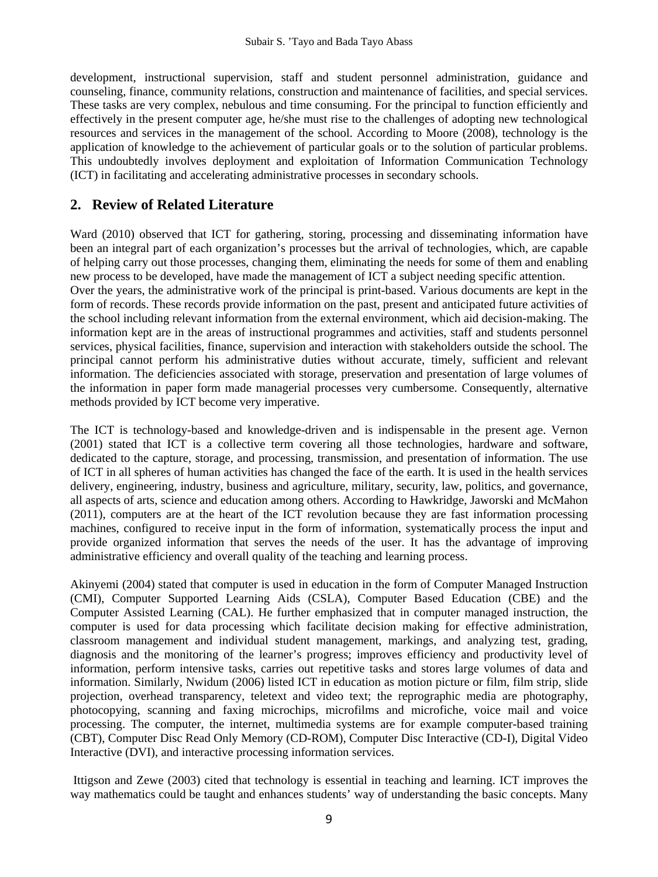development, instructional supervision, staff and student personnel administration, guidance and counseling, finance, community relations, construction and maintenance of facilities, and special services. These tasks are very complex, nebulous and time consuming. For the principal to function efficiently and effectively in the present computer age, he/she must rise to the challenges of adopting new technological resources and services in the management of the school. According to Moore (2008), technology is the application of knowledge to the achievement of particular goals or to the solution of particular problems. This undoubtedly involves deployment and exploitation of Information Communication Technology (ICT) in facilitating and accelerating administrative processes in secondary schools.

## 2. Review of Related Literature

Ward (2010) observed that ICT for gathering, storing, processing and disseminating information have been an integral part of each organization's processes but the arrival of technologies, which, are capable of helping carry out those processes, changing them, eliminating the needs for some of them and enabling new process to be developed, have made the management of ICT a subject needing specific attention.

Over the years, the administrative work of the principal is print-based. Various documents are kept in the form of records. These records provide information on the past, present and anticipated future activities of the school including relevant information from the external environment, which aid decision-making. The information kept are in the areas of instructional programmes and activities, staff and students personnel services, physical facilities, finance, supervision and interaction with stakeholders outside the school. The principal cannot perform his administrative duties without accurate, timely, sufficient and relevant information. The deficiencies associated with storage, preservation and presentation of large volumes of the information in paper form made managerial processes very cumbersome. Consequently, alternative methods provided by ICT become very imperative.

The ICT is technology-based and knowledge-driven and is indispensable in the present age. Vernon (2001) stated that ICT is a collective term covering all those technologies, hardware and software, dedicated to the capture, storage, and processing, transmission, and presentation of information. The use of ICT in all spheres of human activities has changed the face of the earth. It is used in the health services delivery, engineering, industry, business and agriculture, military, security, law, politics, and governance, all aspects of arts, science and education among others. According to Hawkridge, Jaworski and McMahon (2011), computers are at the heart of the ICT revolution because they are fast information processing machines, configured to receive input in the form of information, systematically process the input and provide organized information that serves the needs of the user. It has the advantage of improving administrative efficiency and overall quality of the teaching and learning process.

Akinyemi (2004) stated that computer is used in education in the form of Computer Managed Instruction (CMI), Computer Supported Learning Aids (CSLA), Computer Based Education (CBE) and the Computer Assisted Learning (CAL). He further emphasized that in computer managed instruction, the computer is used for data processing which facilitate decision making for effective administration, classroom management and individual student management, markings, and analyzing test, grading, diagnosis and the monitoring of the learner's progress; improves efficiency and productivity level of information, perform intensive tasks, carries out repetitive tasks and stores large volumes of data and information. Similarly, Nwidum (2006) listed ICT in education as motion picture or film, film strip, slide projection, overhead transparency, teletext and video text; the reprographic media are photography, photocopying, scanning and faxing microchips, microfilms and microfiche, voice mail and voice processing. The computer, the internet, multimedia systems are for example computer-based training (CBT), Computer Disc Read Only Memory (CD-ROM), Computer Disc Interactive (CD-I), Digital Video Interactive (DVI), and interactive processing information services.

Ittigson and Zewe (2003) cited that technology is essential in teaching and learning. ICT improves the way mathematics could be taught and enhances students' way of understanding the basic concepts. Many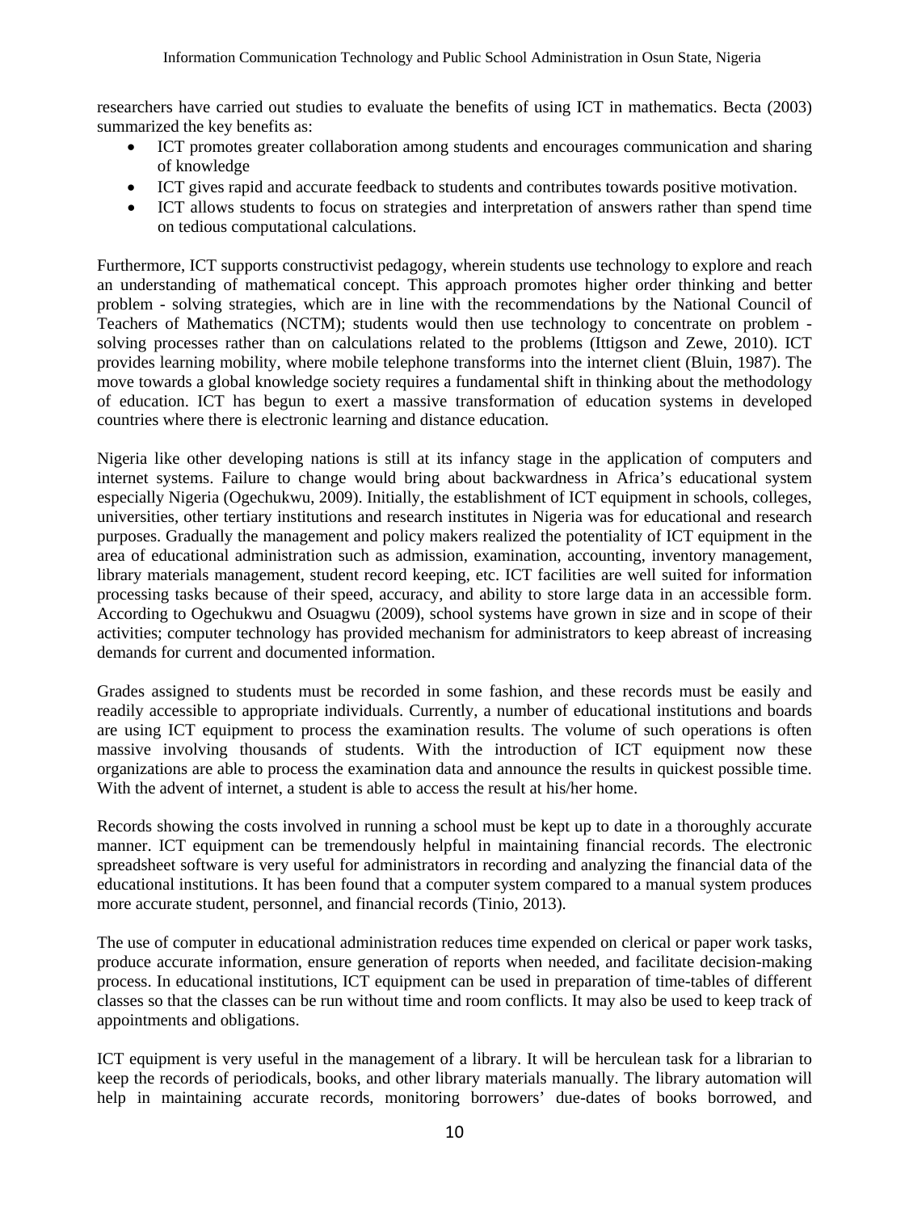researchers have carried out studies to evaluate the benefits of using ICT in mathematics. Becta (2003) summarized the key benefits as:

- ICT promotes greater collaboration among students and encourages communication and sharing of knowledge
- ICT gives rapid and accurate feedback to students and contributes towards positive motivation.
- ICT allows students to focus on strategies and interpretation of answers rather than spend time on tedious computational calculations.

Furthermore, ICT supports constructivist pedagogy, wherein students use technology to explore and reach an understanding of mathematical concept. This approach promotes higher order thinking and better problem - solving strategies, which are in line with the recommendations by the National Council of Teachers of Mathematics (NCTM); students would then use technology to concentrate on problem - solving processes rather than on calculations related to the problems (Ittigson and Zewe, 2010). ICT provides learning mobility, where mobile telephone transforms into the internet client (Bluin, 1987). The move towards a global knowledge society requires a fundamental shift in thinking about the methodology of education. ICT has begun to exert a massive transformation of education systems in developed countries where there is electronic learning and distance education.

Nigeria like other developing nations is still at its infancy stage in the application of computers and internet systems. Failure to change would bring about backwardness in Africa's educational system especially Nigeria (Ogechukwu, 2009). Initially, the establishment of ICT equipment in schools, colleges, universities, other tertiary institutions and research institutes in Nigeria was for educational and research purposes. Gradually the management and policy makers realized the potentiality of ICT equipment in the area of educational administration such as admission, examination, accounting, inventory management, library materials management, student record keeping, etc. ICT facilities are well suited for information processing tasks because of their speed, accuracy, and ability to store large data in an accessible form. According to Ogechukwu and Osuagwu (2009), school systems have grown in size and in scope of their activities; computer technology has provided mechanism for administrators to keep abreast of increasing demands for current and documented information.

Grades assigned to students must be recorded in some fashion, and these records must be easily and readily accessible to appropriate individuals. Currently, a number of educational institutions and boards are using ICT equipment to process the examination results. The volume of such operations is often massive involving thousands of students. With the introduction of ICT equipment now these organizations are able to process the examination data and announce the results in quickest possible time. With the advent of internet, a student is able to access the result at his/her home.

Records showing the costs involved in running a school must be kept up to date in a thoroughly accurate manner. ICT equipment can be tremendously helpful in maintaining financial records. The electronic spreadsheet software is very useful for administrators in recording and analyzing the financial data of the educational institutions. It has been found that a computer system compared to a manual system produces more accurate student, personnel, and financial records (Tinio, 2013).

The use of computer in educational administration reduces time expended on clerical or paper work tasks, produce accurate information, ensure generation of reports when needed, and facilitate decision-making process. In educational institutions, ICT equipment can be used in preparation of time-tables of different classes so that the classes can be run without time and room conflicts. It may also be used to keep track of appointments and obligations.

ICT equipment is very useful in the management of a library. It will be herculean task for a librarian to keep the records of periodicals, books, and other library materials manually. The library automation will help in maintaining accurate records, monitoring borrowers' due-dates of books borrowed, and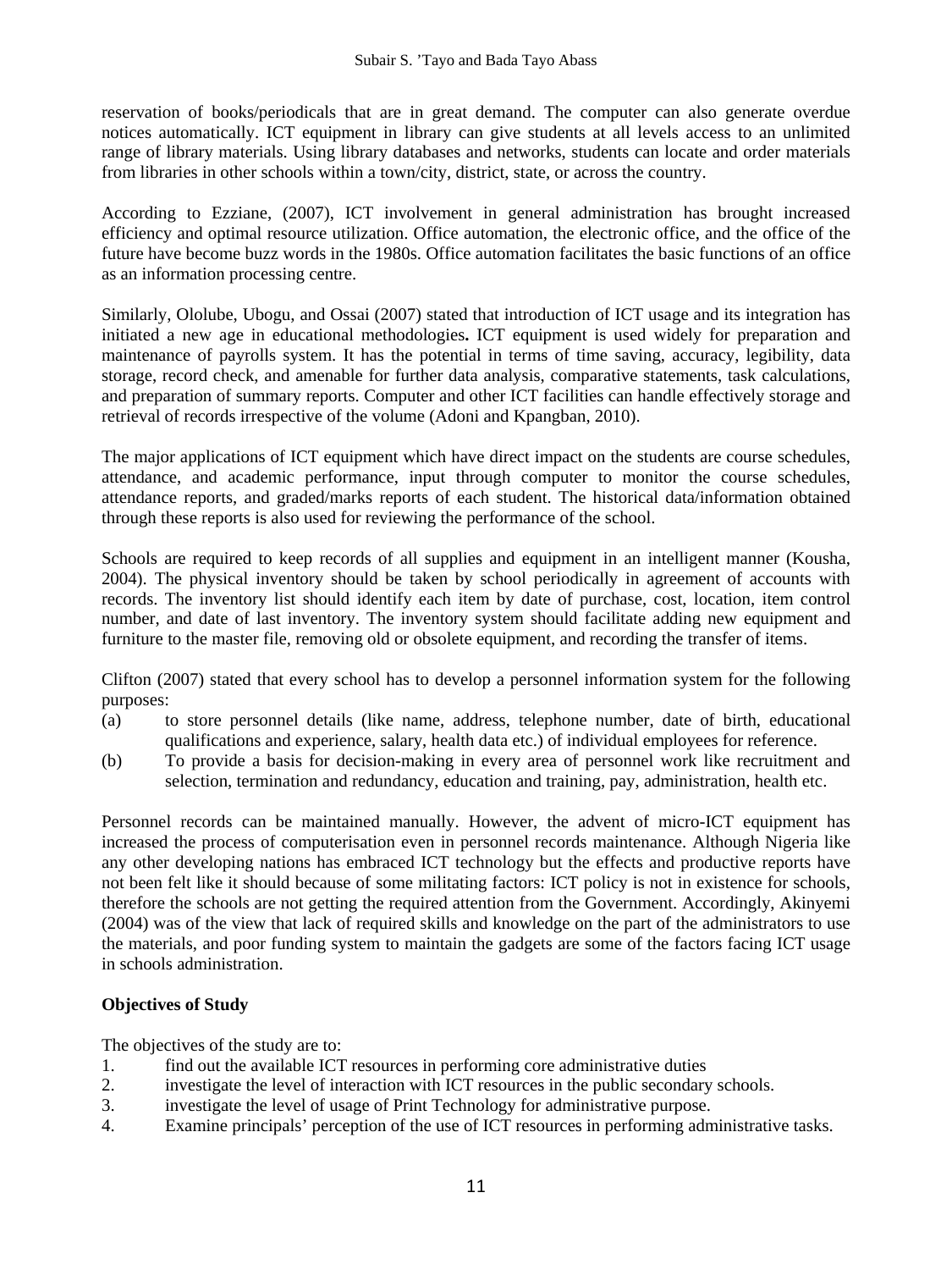reservation of books/periodicals that are in great demand. The computer can also generate overdue notices automatically. ICT equipment in library can give students at all levels access to an unlimited range of library materials. Using library databases and networks, students can locate and order materials from libraries in other schools within a town/city, district, state, or across the country.

According to Ezziane, (2007), ICT involvement in general administration has brought increased efficiency and optimal resource utilization. Office automation, the electronic office, and the office of the future have become buzz words in the 1980s. Office automation facilitates the basic functions of an office as an information processing centre.

Similarly, Ololube, Ubogu, and Ossai (2007) stated that introduction of ICT usage and its integration has initiated a new age in educational methodologies**.** ICT equipment is used widely for preparation and maintenance of payrolls system. It has the potential in terms of time saving, accuracy, legibility, data storage, record check, and amenable for further data analysis, comparative statements, task calculations, and preparation of summary reports. Computer and other ICT facilities can handle effectively storage and retrieval of records irrespective of the volume (Adoni and Kpangban, 2010).

The major applications of ICT equipment which have direct impact on the students are course schedules, attendance, and academic performance, input through computer to monitor the course schedules, attendance reports, and graded/marks reports of each student. The historical data/information obtained through these reports is also used for reviewing the performance of the school.

Schools are required to keep records of all supplies and equipment in an intelligent manner (Kousha, 2004). The physical inventory should be taken by school periodically in agreement of accounts with records. The inventory list should identify each item by date of purchase, cost, location, item control number, and date of last inventory. The inventory system should facilitate adding new equipment and furniture to the master file, removing old or obsolete equipment, and recording the transfer of items.

Clifton (2007) stated that every school has to develop a personnel information system for the following purposes:

(a) to store personnel details (like name, address, telephone number, date of birth, educational qualifications and experience, salary, health data etc.) of individual employees for reference.

(b) To provide a basis for decision-making in every area of personnel work like recruitment and selection, termination and redundancy, education and training, pay, administration, health etc.

Personnel records can be maintained manually. However, the advent of micro-ICT equipment has increased the process of computerisation even in personnel records maintenance. Although Nigeria like any other developing nations has embraced ICT technology but the effects and productive reports have not been felt like it should because of some militating factors: ICT policy is not in existence for schools, therefore the schools are not getting the required attention from the Government. Accordingly, Akinyemi (2004) was of the view that lack of required skills and knowledge on the part of the administrators to use the materials, and poor funding system to maintain the gadgets are some of the factors facing ICT usage in schools administration.

**Objectives of Study**

The objectives of the study are to:

1. find out the available ICT resources in performing core administrative duties
2. investigate the level of interaction with ICT resources in the public secondary schools.
3. investigate the level of usage of Print Technology for administrative purpose.
4. Examine principals' perception of the use of ICT resources in performing administrative tasks.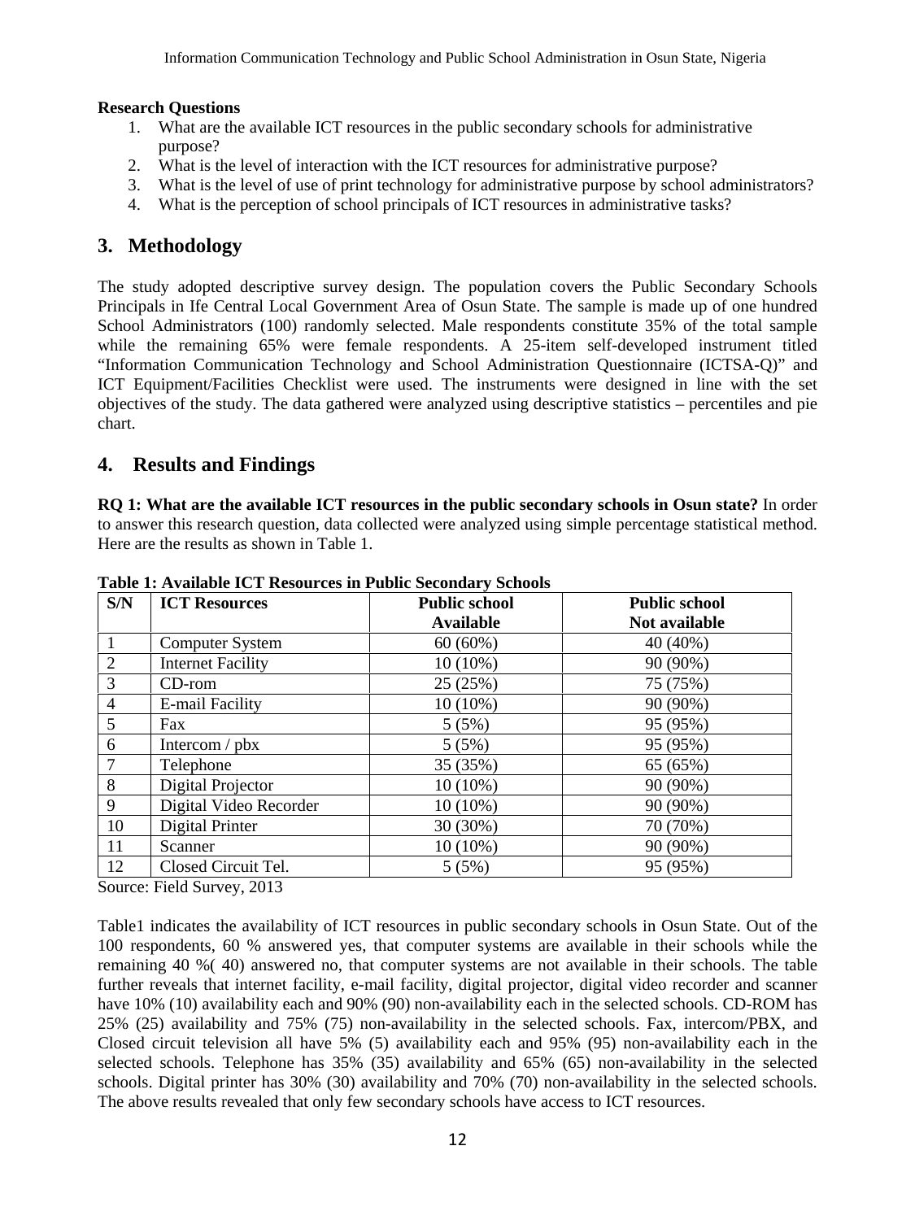**Research Questions**

1. What are the available ICT resources in the public secondary schools for administrative purpose?
2. What is the level of interaction with the ICT resources for administrative purpose?
3. What is the level of use of print technology for administrative purpose by school administrators?
4. What is the perception of school principals of ICT resources in administrative tasks?

## 3. Methodology

The study adopted descriptive survey design. The population covers the Public Secondary Schools Principals in Ife Central Local Government Area of Osun State. The sample is made up of one hundred School Administrators (100) randomly selected. Male respondents constitute 35% of the total sample while the remaining 65% were female respondents. A 25-item self-developed instrument titled "Information Communication Technology and School Administration Questionnaire (ICTSA-Q)" and ICT Equipment/Facilities Checklist were used. The instruments were designed in line with the set objectives of the study. The data gathered were analyzed using descriptive statistics – percentiles and pie chart.

## 4. Results and Findings

**RQ 1: What are the available ICT resources in the public secondary schools in Osun state?** In order to answer this research question, data collected were analyzed using simple percentage statistical method. Here are the results as shown in Table 1.

**Table 1: Available ICT Resources in Public Secondary Schools**

| S/N | ICT Resources | Public school Available | Public school Not available |
|---|---|---|---|
| 1 | Computer System | 60 (60%) | 40 (40%) |
| 2 | Internet Facility | 10 (10%) | 90 (90%) |
| 3 | CD-rom | 25 (25%) | 75 (75%) |
| 4 | E-mail Facility | 10 (10%) | 90 (90%) |
| 5 | Fax | 5 (5%) | 95 (95%) |
| 6 | Intercom / pbx | 5 (5%) | 95 (95%) |
| 7 | Telephone | 35 (35%) | 65 (65%) |
| 8 | Digital Projector | 10 (10%) | 90 (90%) |
| 9 | Digital Video Recorder | 10 (10%) | 90 (90%) |
| 10 | Digital Printer | 30 (30%) | 70 (70%) |
| 11 | Scanner | 10 (10%) | 90 (90%) |
| 12 | Closed Circuit Tel. | 5 (5%) | 95 (95%) |

Source: Field Survey, 2013

Table1 indicates the availability of ICT resources in public secondary schools in Osun State. Out of the 100 respondents, 60 % answered yes, that computer systems are available in their schools while the remaining 40 %( 40) answered no, that computer systems are not available in their schools. The table further reveals that internet facility, e-mail facility, digital projector, digital video recorder and scanner have 10% (10) availability each and 90% (90) non-availability each in the selected schools. CD-ROM has 25% (25) availability and 75% (75) non-availability in the selected schools. Fax, intercom/PBX, and Closed circuit television all have 5% (5) availability each and 95% (95) non-availability each in the selected schools. Telephone has 35% (35) availability and 65% (65) non-availability in the selected schools. Digital printer has 30% (30) availability and 70% (70) non-availability in the selected schools. The above results revealed that only few secondary schools have access to ICT resources.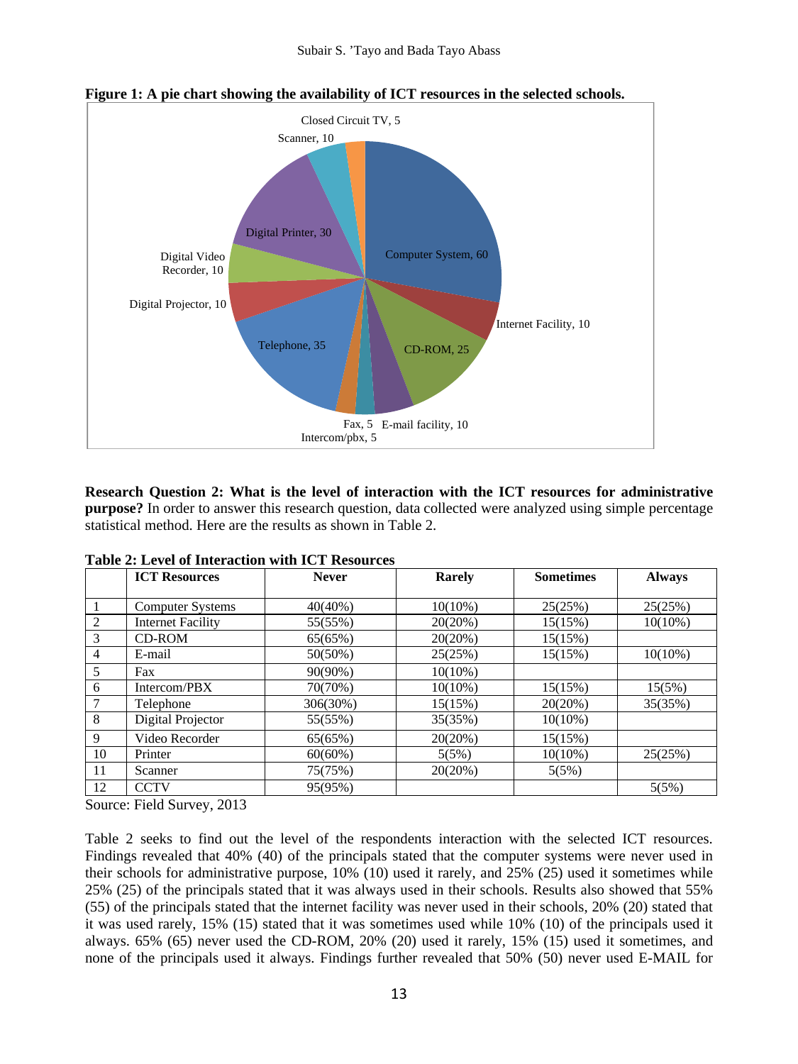**Figure 1: A pie chart showing the availability of ICT resources in the selected schools.**

**Research Question 2: What is the level of interaction with the ICT resources for administrative purpose?** In order to answer this research question, data collected were analyzed using simple percentage statistical method. Here are the results as shown in Table 2.

**Table 2: Level of Interaction with ICT Resources**

| | ICT Resources | Never | Rarely | Sometimes | Always |
|---|---|---|---|---|---|
| 1 | Computer Systems | 40(40%) | 10(10%) | 25(25%) | 25(25%) |
| 2 | Internet Facility | 55(55%) | 20(20%) | 15(15%) | 10(10%) |
| 3 | CD-ROM | 65(65%) | 20(20%) | 15(15%) | |
| 4 | E-mail | 50(50%) | 25(25%) | 15(15%) | 10(10%) |
| 5 | Fax | 90(90%) | 10(10%) | | |
| 6 | Intercom/PBX | 70(70%) | 10(10%) | 15(15%) | 15(5%) |
| 7 | Telephone | 306(30%) | 15(15%) | 20(20%) | 35(35%) |
| 8 | Digital Projector | 55(55%) | 35(35%) | 10(10%) | |
| 9 | Video Recorder | 65(65%) | 20(20%) | 15(15%) | |
| 10 | Printer | 60(60%) | 5(5%) | 10(10%) | 25(25%) |
| 11 | Scanner | 75(75%) | 20(20%) | 5(5%) | |
| 12 | CCTV | 95(95%) | | | 5(5%) |

Source: Field Survey, 2013

Table 2 seeks to find out the level of the respondents interaction with the selected ICT resources. Findings revealed that 40% (40) of the principals stated that the computer systems were never used in their schools for administrative purpose, 10% (10) used it rarely, and 25% (25) used it sometimes while 25% (25) of the principals stated that it was always used in their schools. Results also showed that 55% (55) of the principals stated that the internet facility was never used in their schools, 20% (20) stated that it was used rarely, 15% (15) stated that it was sometimes used while 10% (10) of the principals used it always. 65% (65) never used the CD-ROM, 20% (20) used it rarely, 15% (15) used it sometimes, and none of the principals used it always. Findings further revealed that 50% (50) never used E-MAIL for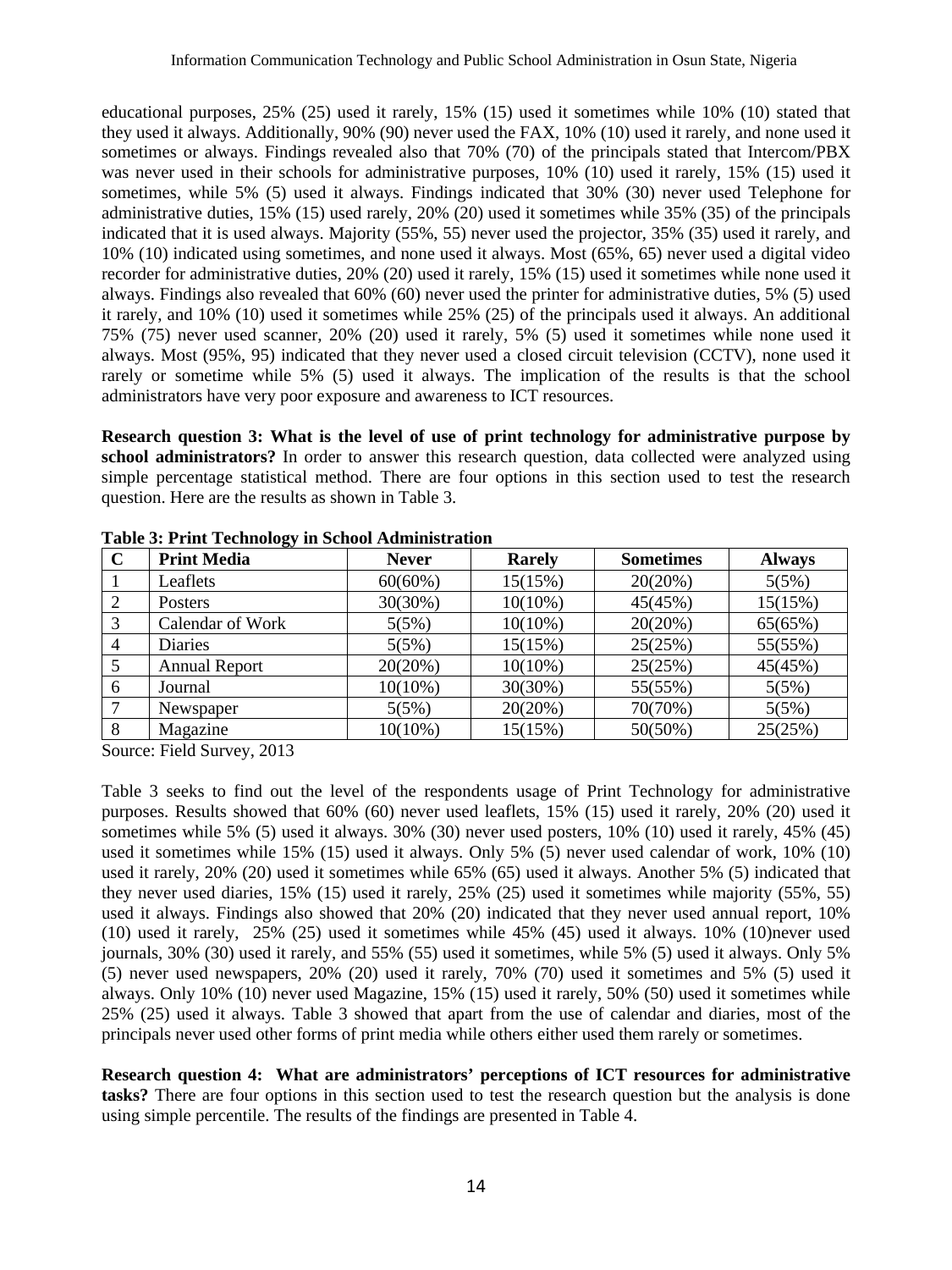educational purposes, 25% (25) used it rarely, 15% (15) used it sometimes while 10% (10) stated that they used it always. Additionally, 90% (90) never used the FAX, 10% (10) used it rarely, and none used it sometimes or always. Findings revealed also that 70% (70) of the principals stated that Intercom/PBX was never used in their schools for administrative purposes, 10% (10) used it rarely, 15% (15) used it sometimes, while 5% (5) used it always. Findings indicated that 30% (30) never used Telephone for administrative duties, 15% (15) used rarely, 20% (20) used it sometimes while 35% (35) of the principals indicated that it is used always. Majority (55%, 55) never used the projector, 35% (35) used it rarely, and 10% (10) indicated using sometimes, and none used it always. Most (65%, 65) never used a digital video recorder for administrative duties, 20% (20) used it rarely, 15% (15) used it sometimes while none used it always. Findings also revealed that 60% (60) never used the printer for administrative duties, 5% (5) used it rarely, and 10% (10) used it sometimes while 25% (25) of the principals used it always. An additional 75% (75) never used scanner, 20% (20) used it rarely, 5% (5) used it sometimes while none used it always. Most (95%, 95) indicated that they never used a closed circuit television (CCTV), none used it rarely or sometime while 5% (5) used it always. The implication of the results is that the school administrators have very poor exposure and awareness to ICT resources.

**Research question 3: What is the level of use of print technology for administrative purpose by school administrators?** In order to answer this research question, data collected were analyzed using simple percentage statistical method. There are four options in this section used to test the research question. Here are the results as shown in Table 3.

**Table 3: Print Technology in School Administration**

| C | Print Media | Never | Rarely | Sometimes | Always |
|---|---|---|---|---|---|
| 1 | Leaflets | 60(60%) | 15(15%) | 20(20%) | 5(5%) |
| 2 | Posters | 30(30%) | 10(10%) | 45(45%) | 15(15%) |
| 3 | Calendar of Work | 5(5%) | 10(10%) | 20(20%) | 65(65%) |
| 4 | Diaries | 5(5%) | 15(15%) | 25(25%) | 55(55%) |
| 5 | Annual Report | 20(20%) | 10(10%) | 25(25%) | 45(45%) |
| 6 | Journal | 10(10%) | 30(30%) | 55(55%) | 5(5%) |
| 7 | Newspaper | 5(5%) | 20(20%) | 70(70%) | 5(5%) |
| 8 | Magazine | 10(10%) | 15(15%) | 50(50%) | 25(25%) |

Source: Field Survey, 2013

Table 3 seeks to find out the level of the respondents usage of Print Technology for administrative purposes. Results showed that 60% (60) never used leaflets, 15% (15) used it rarely, 20% (20) used it sometimes while 5% (5) used it always. 30% (30) never used posters, 10% (10) used it rarely, 45% (45) used it sometimes while 15% (15) used it always. Only 5% (5) never used calendar of work, 10% (10) used it rarely, 20% (20) used it sometimes while 65% (65) used it always. Another 5% (5) indicated that they never used diaries, 15% (15) used it rarely, 25% (25) used it sometimes while majority (55%, 55) used it always. Findings also showed that 20% (20) indicated that they never used annual report, 10% (10) used it rarely, 25% (25) used it sometimes while 45% (45) used it always. 10% (10)never used journals, 30% (30) used it rarely, and 55% (55) used it sometimes, while 5% (5) used it always. Only 5% (5) never used newspapers, 20% (20) used it rarely, 70% (70) used it sometimes and 5% (5) used it always. Only 10% (10) never used Magazine, 15% (15) used it rarely, 50% (50) used it sometimes while 25% (25) used it always. Table 3 showed that apart from the use of calendar and diaries, most of the principals never used other forms of print media while others either used them rarely or sometimes.

**Research question 4: What are administrators' perceptions of ICT resources for administrative tasks?** There are four options in this section used to test the research question but the analysis is done using simple percentile. The results of the findings are presented in Table 4.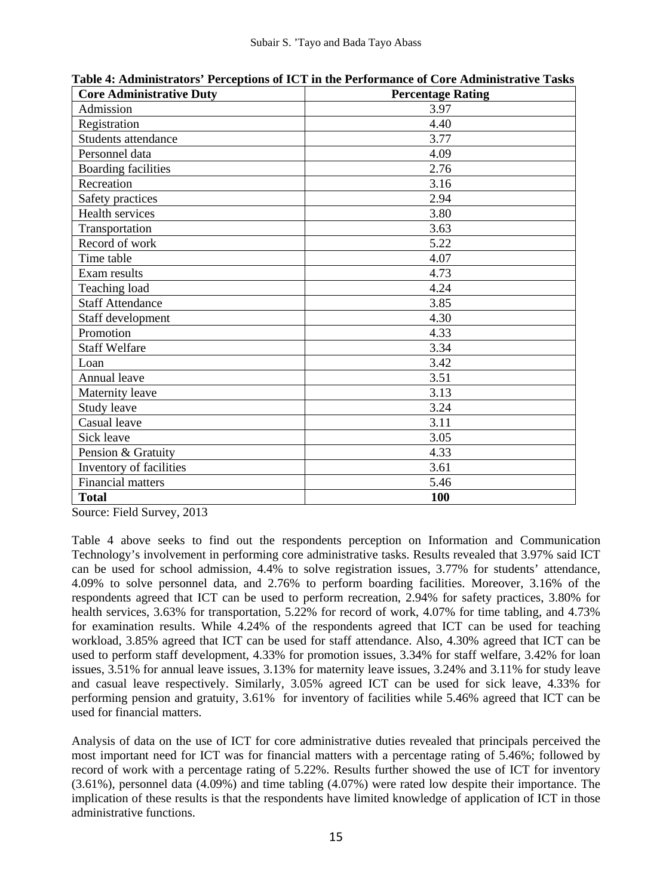**Table 4: Administrators' Perceptions of ICT in the Performance of Core Administrative Tasks**

| Core Administrative Duty | Percentage Rating |
|---|---|
| Admission | 3.97 |
| Registration | 4.40 |
| Students attendance | 3.77 |
| Personnel data | 4.09 |
| Boarding facilities | 2.76 |
| Recreation | 3.16 |
| Safety practices | 2.94 |
| Health services | 3.80 |
| Transportation | 3.63 |
| Record of work | 5.22 |
| Time table | 4.07 |
| Exam results | 4.73 |
| Teaching load | 4.24 |
| Staff Attendance | 3.85 |
| Staff development | 4.30 |
| Promotion | 4.33 |
| Staff Welfare | 3.34 |
| Loan | 3.42 |
| Annual leave | 3.51 |
| Maternity leave | 3.13 |
| Study leave | 3.24 |
| Casual leave | 3.11 |
| Sick leave | 3.05 |
| Pension & Gratuity | 4.33 |
| Inventory of facilities | 3.61 |
| Financial matters | 5.46 |
| **Total** | **100** |

Source: Field Survey, 2013

Table 4 above seeks to find out the respondents perception on Information and Communication Technology's involvement in performing core administrative tasks. Results revealed that 3.97% said ICT can be used for school admission, 4.4% to solve registration issues, 3.77% for students' attendance, 4.09% to solve personnel data, and 2.76% to perform boarding facilities. Moreover, 3.16% of the respondents agreed that ICT can be used to perform recreation, 2.94% for safety practices, 3.80% for health services, 3.63% for transportation, 5.22% for record of work, 4.07% for time tabling, and 4.73% for examination results. While 4.24% of the respondents agreed that ICT can be used for teaching workload, 3.85% agreed that ICT can be used for staff attendance. Also, 4.30% agreed that ICT can be used to perform staff development, 4.33% for promotion issues, 3.34% for staff welfare, 3.42% for loan issues, 3.51% for annual leave issues, 3.13% for maternity leave issues, 3.24% and 3.11% for study leave and casual leave respectively. Similarly, 3.05% agreed ICT can be used for sick leave, 4.33% for performing pension and gratuity, 3.61% for inventory of facilities while 5.46% agreed that ICT can be used for financial matters.

Analysis of data on the use of ICT for core administrative duties revealed that principals perceived the most important need for ICT was for financial matters with a percentage rating of 5.46%; followed by record of work with a percentage rating of 5.22%. Results further showed the use of ICT for inventory (3.61%), personnel data (4.09%) and time tabling (4.07%) were rated low despite their importance. The implication of these results is that the respondents have limited knowledge of application of ICT in those administrative functions.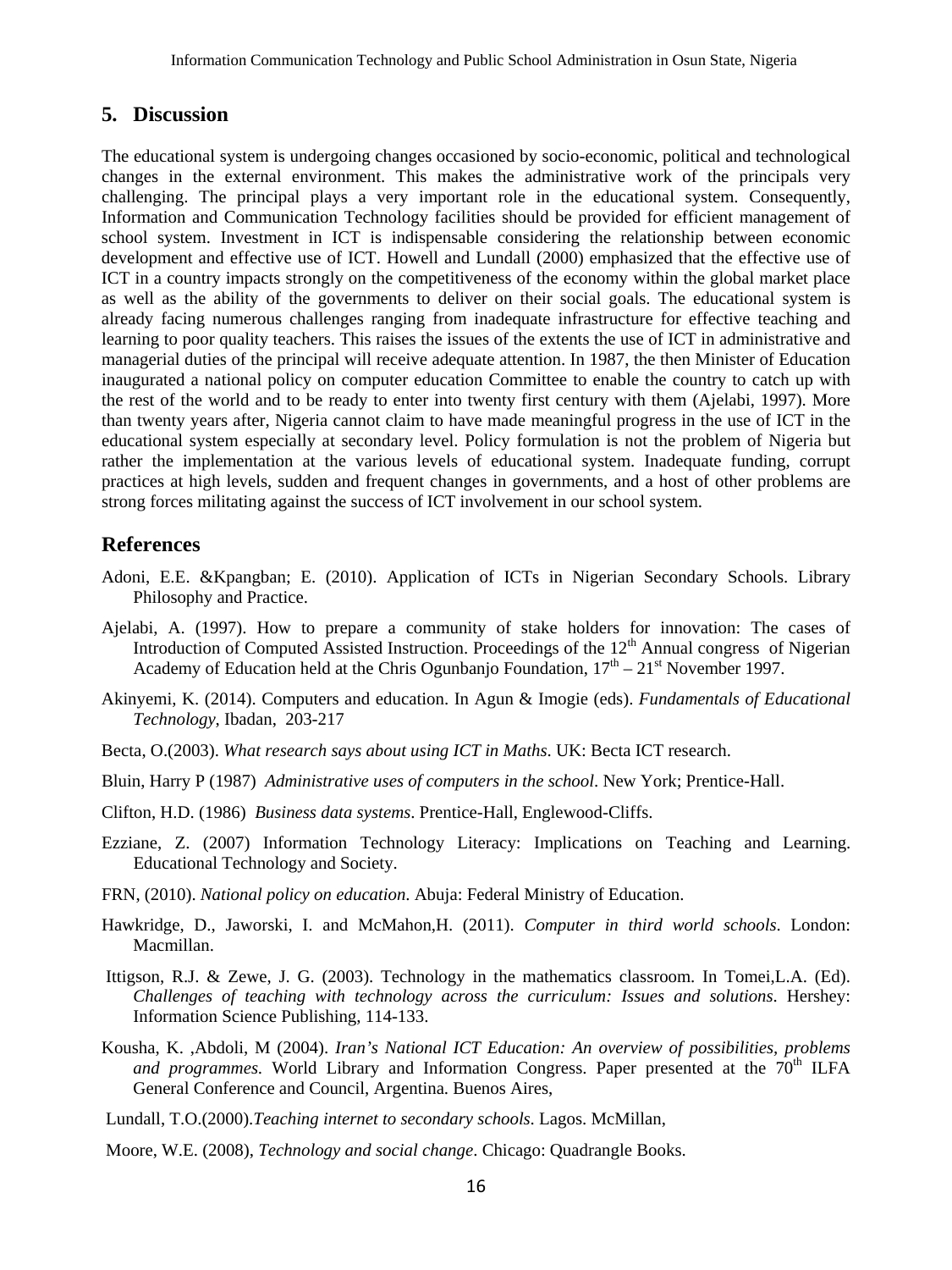## 5. Discussion

The educational system is undergoing changes occasioned by socio-economic, political and technological changes in the external environment. This makes the administrative work of the principals very challenging. The principal plays a very important role in the educational system. Consequently, Information and Communication Technology facilities should be provided for efficient management of school system. Investment in ICT is indispensable considering the relationship between economic development and effective use of ICT. Howell and Lundall (2000) emphasized that the effective use of ICT in a country impacts strongly on the competitiveness of the economy within the global market place as well as the ability of the governments to deliver on their social goals. The educational system is already facing numerous challenges ranging from inadequate infrastructure for effective teaching and learning to poor quality teachers. This raises the issues of the extents the use of ICT in administrative and managerial duties of the principal will receive adequate attention. In 1987, the then Minister of Education inaugurated a national policy on computer education Committee to enable the country to catch up with the rest of the world and to be ready to enter into twenty first century with them (Ajelabi, 1997). More than twenty years after, Nigeria cannot claim to have made meaningful progress in the use of ICT in the educational system especially at secondary level. Policy formulation is not the problem of Nigeria but rather the implementation at the various levels of educational system. Inadequate funding, corrupt practices at high levels, sudden and frequent changes in governments, and a host of other problems are strong forces militating against the success of ICT involvement in our school system.

## References

Adoni, E.E. &Kpangban; E. (2010). Application of ICTs in Nigerian Secondary Schools. Library Philosophy and Practice.

Ajelabi, A. (1997). How to prepare a community of stake holders for innovation: The cases of Introduction of Computed Assisted Instruction. Proceedings of the 12th Annual congress of Nigerian Academy of Education held at the Chris Ogunbanjo Foundation, 17th – 21st November 1997.

Akinyemi, K. (2014). Computers and education. In Agun & Imogie (eds). *Fundamentals of Educational Technology*, Ibadan, 203-217

Becta, O.(2003). *What research says about using ICT in Maths*. UK: Becta ICT research.

Bluin, Harry P (1987) *Administrative uses of computers in the school*. New York; Prentice-Hall.

Clifton, H.D. (1986) *Business data systems*. Prentice-Hall, Englewood-Cliffs.

Ezziane, Z. (2007) Information Technology Literacy: Implications on Teaching and Learning. Educational Technology and Society.

FRN, (2010). *National policy on education*. Abuja: Federal Ministry of Education.

Hawkridge, D., Jaworski, I. and McMahon,H. (2011). *Computer in third world schools*. London: Macmillan.

Ittigson, R.J. & Zewe, J. G. (2003). Technology in the mathematics classroom. In Tomei,L.A. (Ed). *Challenges of teaching with technology across the curriculum: Issues and solutions*. Hershey: Information Science Publishing, 114-133.

Kousha, K. ,Abdoli, M (2004). *Iran's National ICT Education: An overview of possibilities, problems and programmes*. World Library and Information Congress. Paper presented at the 70th ILFA General Conference and Council, Argentina. Buenos Aires,

Lundall, T.O.(2000).*Teaching internet to secondary schools*. Lagos. McMillan,

Moore, W.E. (2008), *Technology and social change*. Chicago: Quadrangle Books.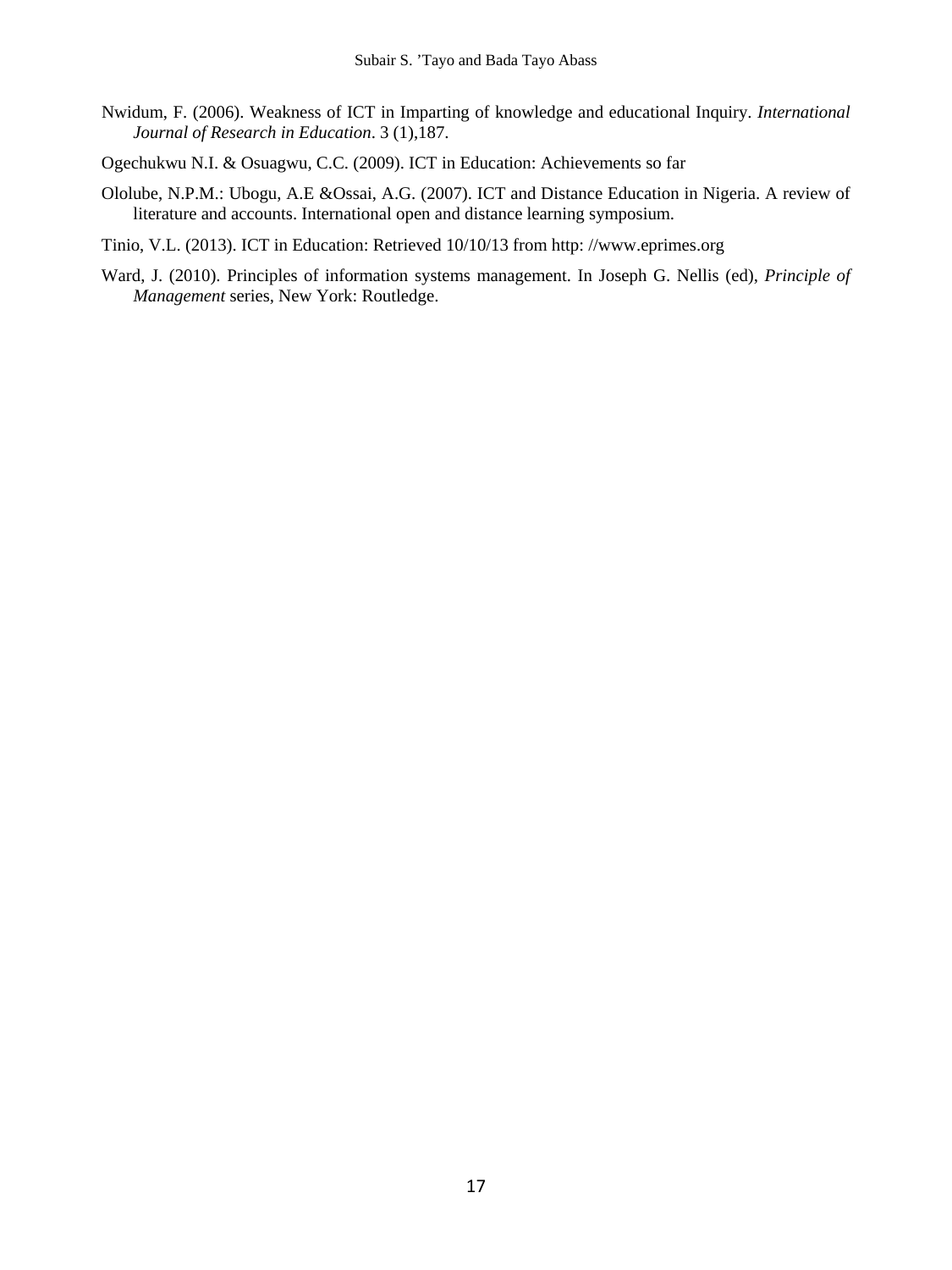Nwidum, F. (2006). Weakness of ICT in Imparting of knowledge and educational Inquiry. *International Journal of Research in Education*. 3 (1),187.

Ogechukwu N.I. & Osuagwu, C.C. (2009). ICT in Education: Achievements so far

Ololube, N.P.M.: Ubogu, A.E &Ossai, A.G. (2007). ICT and Distance Education in Nigeria. A review of literature and accounts. International open and distance learning symposium.

Tinio, V.L. (2013). ICT in Education: Retrieved 10/10/13 from http: //www.eprimes.org

Ward, J. (2010). Principles of information systems management. In Joseph G. Nellis (ed), *Principle of Management* series, New York: Routledge.